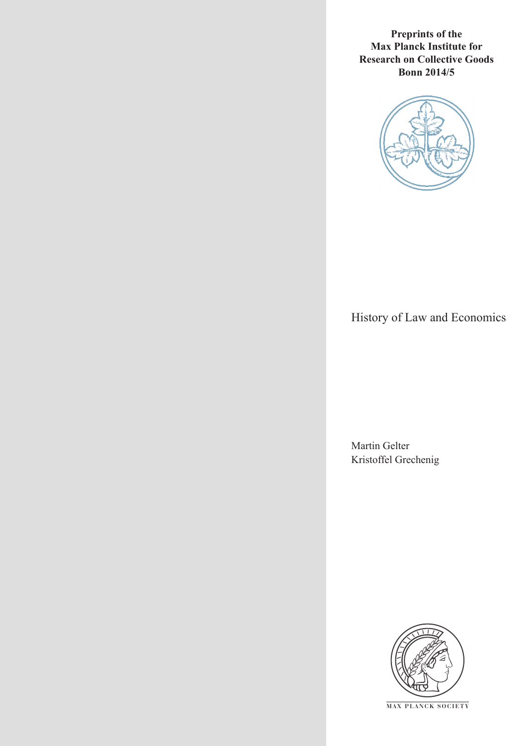**Preprints of the Max Planck Institute for Research on Collective Goods Bonn 2014/5**

# History of Law and Economics

Martin Gelter
Kristoffel Grechenig

MAX PLANCK SOCIETY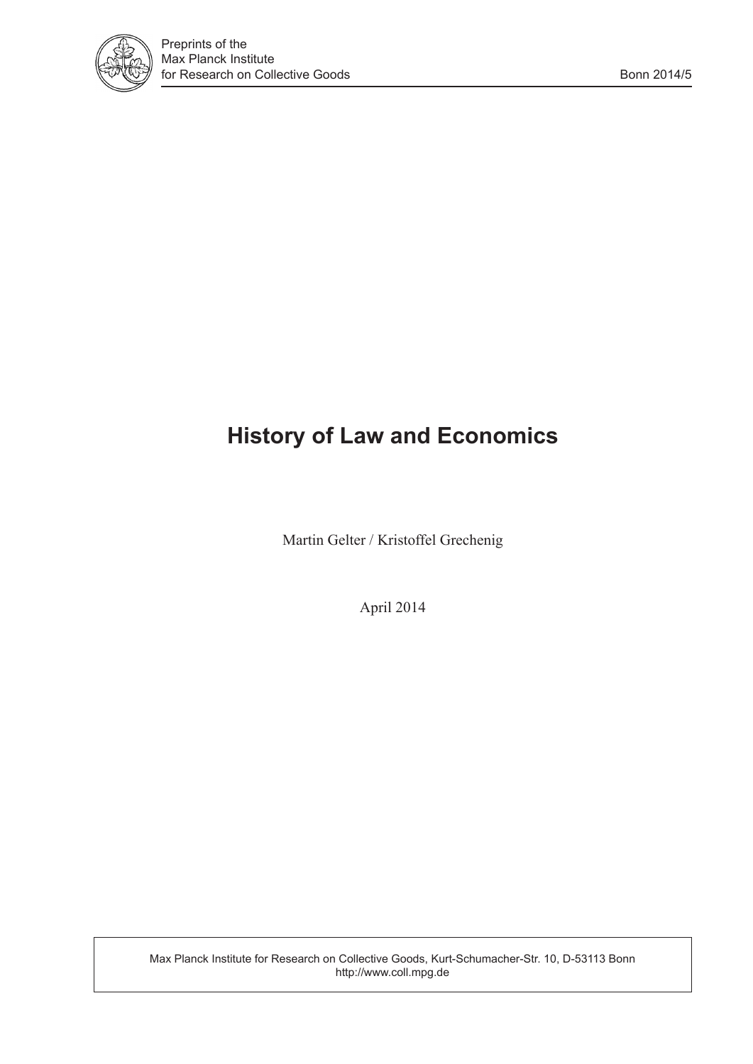Preprints of the
Max Planck Institute
for Research on Collective Goods Bonn 2014/5

# History of Law and Economics

Martin Gelter / Kristoffel Grechenig

April 2014

Max Planck Institute for Research on Collective Goods, Kurt-Schumacher-Str. 10, D-53113 Bonn
http://www.coll.mpg.de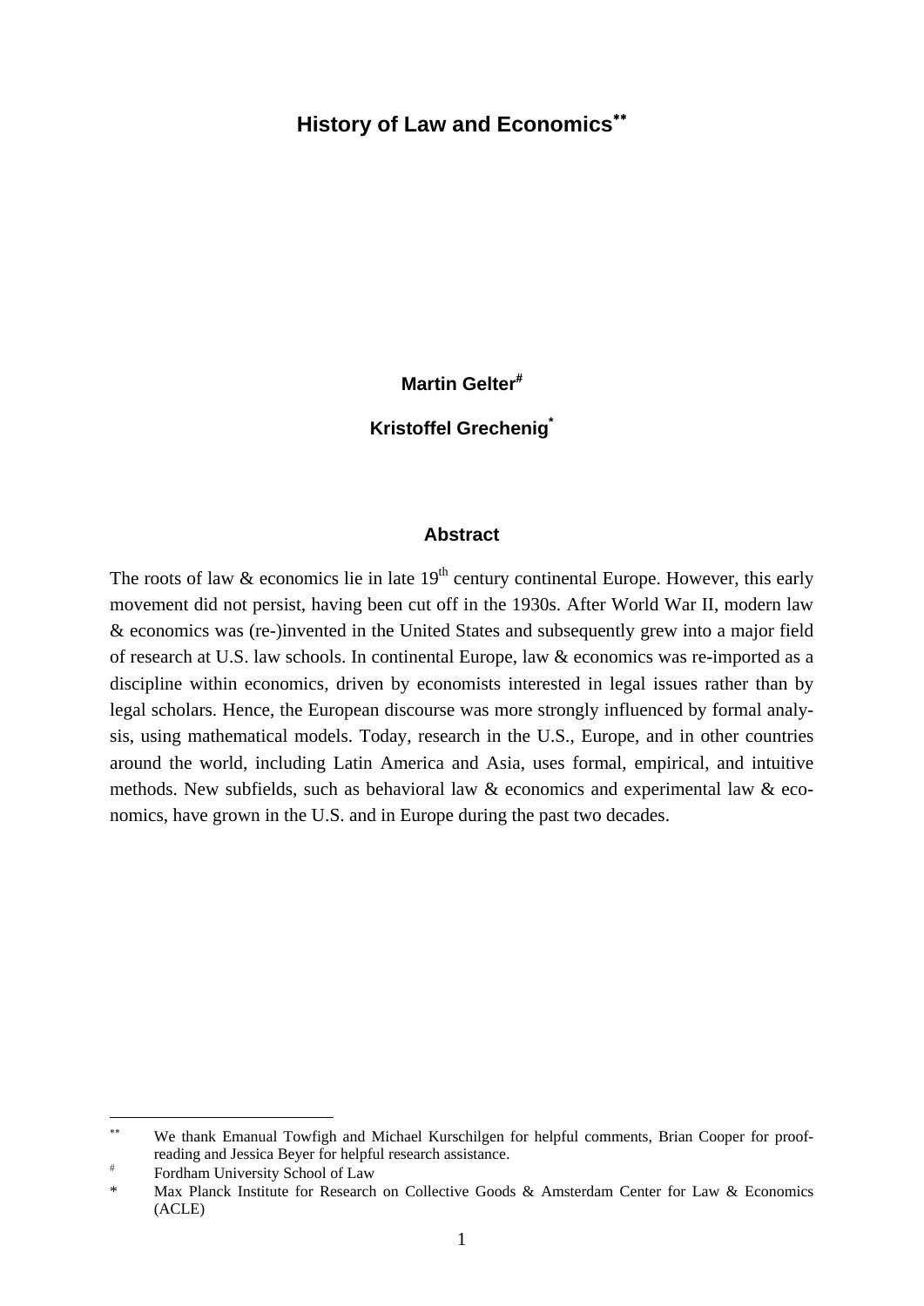# History of Law and Economics[**]

**Martin Gelter[#]**

**Kristoffel Grechenig[*]**

## Abstract

The roots of law & economics lie in late 19th century continental Europe. However, this early movement did not persist, having been cut off in the 1930s. After World War II, modern law & economics was (re-)invented in the United States and subsequently grew into a major field of research at U.S. law schools. In continental Europe, law & economics was re-imported as a discipline within economics, driven by economists interested in legal issues rather than by legal scholars. Hence, the European discourse was more strongly influenced by formal analysis, using mathematical models. Today, research in the U.S., Europe, and in other countries around the world, including Latin America and Asia, uses formal, empirical, and intuitive methods. New subfields, such as behavioral law & economics and experimental law & economics, have grown in the U.S. and in Europe during the past two decades.

---

[**] We thank Emanual Towfigh and Michael Kurschilgen for helpful comments, Brian Cooper for proofreading and Jessica Beyer for helpful research assistance.

[#] Fordham University School of Law

[*] Max Planck Institute for Research on Collective Goods & Amsterdam Center for Law & Economics (ACLE)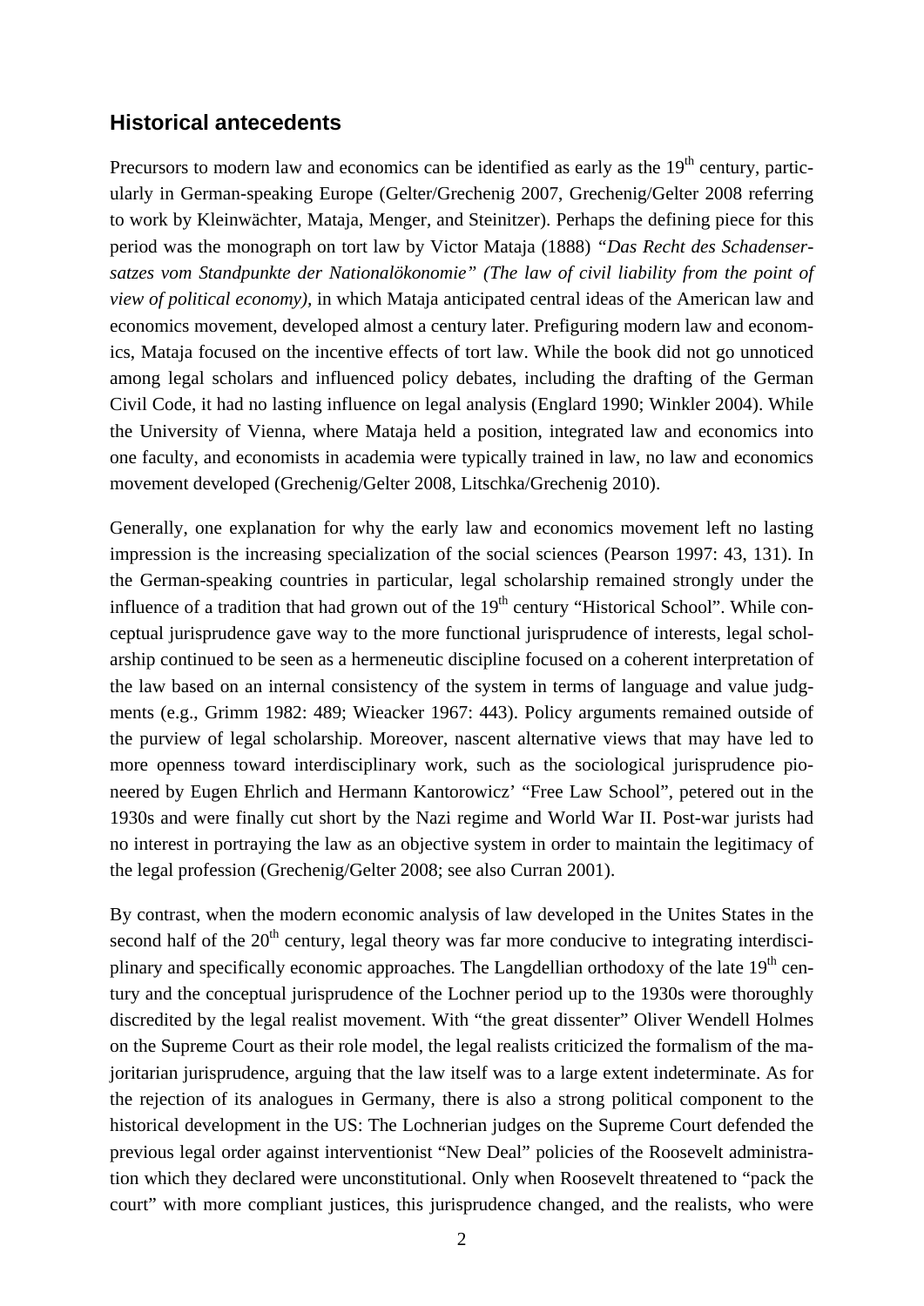## Historical antecedents

Precursors to modern law and economics can be identified as early as the 19th century, particularly in German-speaking Europe (Gelter/Grechenig 2007, Grechenig/Gelter 2008 referring to work by Kleinwächter, Mataja, Menger, and Steinitzer). Perhaps the defining piece for this period was the monograph on tort law by Victor Mataja (1888) *"Das Recht des Schadensersatzes vom Standpunkte der Nationalökonomie" (The law of civil liability from the point of view of political economy)*, in which Mataja anticipated central ideas of the American law and economics movement, developed almost a century later. Prefiguring modern law and economics, Mataja focused on the incentive effects of tort law. While the book did not go unnoticed among legal scholars and influenced policy debates, including the drafting of the German Civil Code, it had no lasting influence on legal analysis (Englard 1990; Winkler 2004). While the University of Vienna, where Mataja held a position, integrated law and economics into one faculty, and economists in academia were typically trained in law, no law and economics movement developed (Grechenig/Gelter 2008, Litschka/Grechenig 2010).

Generally, one explanation for why the early law and economics movement left no lasting impression is the increasing specialization of the social sciences (Pearson 1997: 43, 131). In the German-speaking countries in particular, legal scholarship remained strongly under the influence of a tradition that had grown out of the 19th century "Historical School". While conceptual jurisprudence gave way to the more functional jurisprudence of interests, legal scholarship continued to be seen as a hermeneutic discipline focused on a coherent interpretation of the law based on an internal consistency of the system in terms of language and value judgments (e.g., Grimm 1982: 489; Wieacker 1967: 443). Policy arguments remained outside of the purview of legal scholarship. Moreover, nascent alternative views that may have led to more openness toward interdisciplinary work, such as the sociological jurisprudence pioneered by Eugen Ehrlich and Hermann Kantorowicz' "Free Law School", petered out in the 1930s and were finally cut short by the Nazi regime and World War II. Post-war jurists had no interest in portraying the law as an objective system in order to maintain the legitimacy of the legal profession (Grechenig/Gelter 2008; see also Curran 2001).

By contrast, when the modern economic analysis of law developed in the Unites States in the second half of the 20th century, legal theory was far more conducive to integrating interdisciplinary and specifically economic approaches. The Langdellian orthodoxy of the late 19th century and the conceptual jurisprudence of the Lochner period up to the 1930s were thoroughly discredited by the legal realist movement. With "the great dissenter" Oliver Wendell Holmes on the Supreme Court as their role model, the legal realists criticized the formalism of the majoritarian jurisprudence, arguing that the law itself was to a large extent indeterminate. As for the rejection of its analogues in Germany, there is also a strong political component to the historical development in the US: The Lochnerian judges on the Supreme Court defended the previous legal order against interventionist "New Deal" policies of the Roosevelt administration which they declared were unconstitutional. Only when Roosevelt threatened to "pack the court" with more compliant justices, this jurisprudence changed, and the realists, who were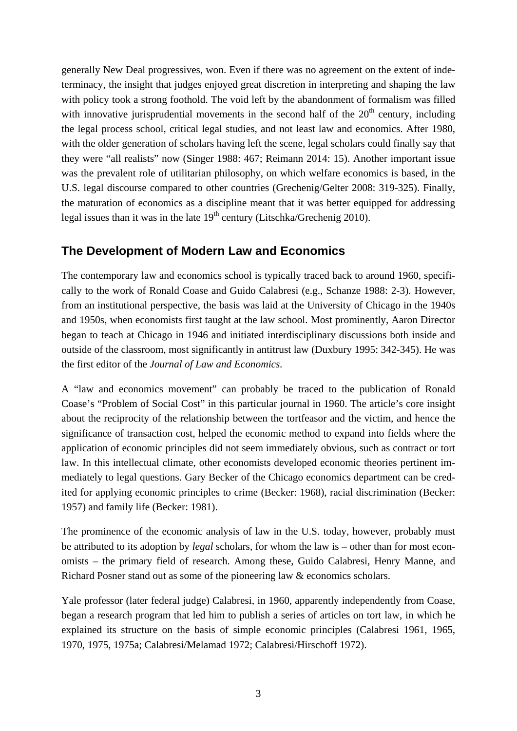generally New Deal progressives, won. Even if there was no agreement on the extent of indeterminacy, the insight that judges enjoyed great discretion in interpreting and shaping the law with policy took a strong foothold. The void left by the abandonment of formalism was filled with innovative jurisprudential movements in the second half of the $20^{th}$ century, including the legal process school, critical legal studies, and not least law and economics. After 1980, with the older generation of scholars having left the scene, legal scholars could finally say that they were "all realists" now (Singer 1988: 467; Reimann 2014: 15). Another important issue was the prevalent role of utilitarian philosophy, on which welfare economics is based, in the U.S. legal discourse compared to other countries (Grechenig/Gelter 2008: 319-325). Finally, the maturation of economics as a discipline meant that it was better equipped for addressing legal issues than it was in the late $19^{th}$ century (Litschka/Grechenig 2010).

## The Development of Modern Law and Economics

The contemporary law and economics school is typically traced back to around 1960, specifically to the work of Ronald Coase and Guido Calabresi (e.g., Schanze 1988: 2-3). However, from an institutional perspective, the basis was laid at the University of Chicago in the 1940s and 1950s, when economists first taught at the law school. Most prominently, Aaron Director began to teach at Chicago in 1946 and initiated interdisciplinary discussions both inside and outside of the classroom, most significantly in antitrust law (Duxbury 1995: 342-345). He was the first editor of the *Journal of Law and Economics*.

A "law and economics movement" can probably be traced to the publication of Ronald Coase's "Problem of Social Cost" in this particular journal in 1960. The article's core insight about the reciprocity of the relationship between the tortfeasor and the victim, and hence the significance of transaction cost, helped the economic method to expand into fields where the application of economic principles did not seem immediately obvious, such as contract or tort law. In this intellectual climate, other economists developed economic theories pertinent immediately to legal questions. Gary Becker of the Chicago economics department can be credited for applying economic principles to crime (Becker: 1968), racial discrimination (Becker: 1957) and family life (Becker: 1981).

The prominence of the economic analysis of law in the U.S. today, however, probably must be attributed to its adoption by *legal* scholars, for whom the law is – other than for most economists – the primary field of research. Among these, Guido Calabresi, Henry Manne, and Richard Posner stand out as some of the pioneering law & economics scholars.

Yale professor (later federal judge) Calabresi, in 1960, apparently independently from Coase, began a research program that led him to publish a series of articles on tort law, in which he explained its structure on the basis of simple economic principles (Calabresi 1961, 1965, 1970, 1975, 1975a; Calabresi/Melamad 1972; Calabresi/Hirschoff 1972).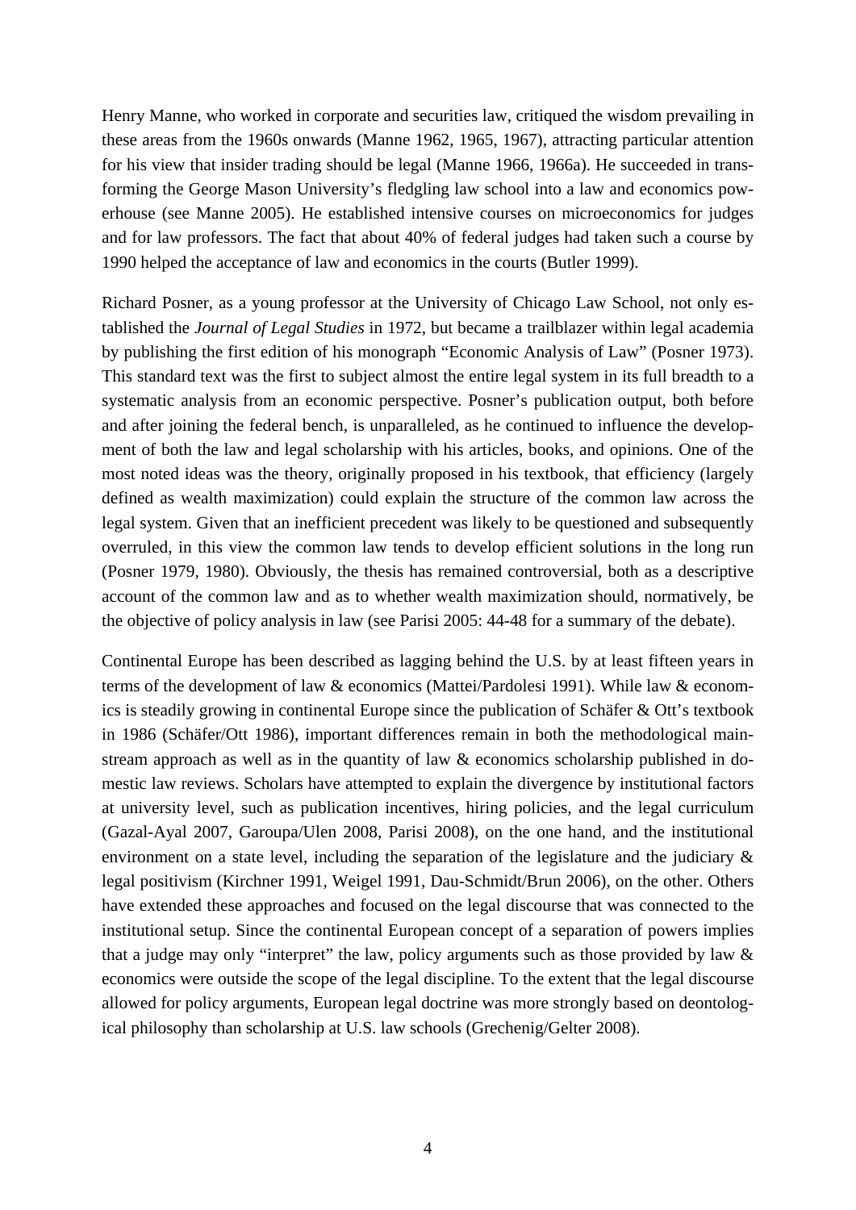Henry Manne, who worked in corporate and securities law, critiqued the wisdom prevailing in these areas from the 1960s onwards (Manne 1962, 1965, 1967), attracting particular attention for his view that insider trading should be legal (Manne 1966, 1966a). He succeeded in transforming the George Mason University's fledgling law school into a law and economics powerhouse (see Manne 2005). He established intensive courses on microeconomics for judges and for law professors. The fact that about 40% of federal judges had taken such a course by 1990 helped the acceptance of law and economics in the courts (Butler 1999).

Richard Posner, as a young professor at the University of Chicago Law School, not only established the *Journal of Legal Studies* in 1972, but became a trailblazer within legal academia by publishing the first edition of his monograph "Economic Analysis of Law" (Posner 1973). This standard text was the first to subject almost the entire legal system in its full breadth to a systematic analysis from an economic perspective. Posner's publication output, both before and after joining the federal bench, is unparalleled, as he continued to influence the development of both the law and legal scholarship with his articles, books, and opinions. One of the most noted ideas was the theory, originally proposed in his textbook, that efficiency (largely defined as wealth maximization) could explain the structure of the common law across the legal system. Given that an inefficient precedent was likely to be questioned and subsequently overruled, in this view the common law tends to develop efficient solutions in the long run (Posner 1979, 1980). Obviously, the thesis has remained controversial, both as a descriptive account of the common law and as to whether wealth maximization should, normatively, be the objective of policy analysis in law (see Parisi 2005: 44-48 for a summary of the debate).

Continental Europe has been described as lagging behind the U.S. by at least fifteen years in terms of the development of law & economics (Mattei/Pardolesi 1991). While law & economics is steadily growing in continental Europe since the publication of Schäfer & Ott's textbook in 1986 (Schäfer/Ott 1986), important differences remain in both the methodological mainstream approach as well as in the quantity of law & economics scholarship published in domestic law reviews. Scholars have attempted to explain the divergence by institutional factors at university level, such as publication incentives, hiring policies, and the legal curriculum (Gazal-Ayal 2007, Garoupa/Ulen 2008, Parisi 2008), on the one hand, and the institutional environment on a state level, including the separation of the legislature and the judiciary & legal positivism (Kirchner 1991, Weigel 1991, Dau-Schmidt/Brun 2006), on the other. Others have extended these approaches and focused on the legal discourse that was connected to the institutional setup. Since the continental European concept of a separation of powers implies that a judge may only "interpret" the law, policy arguments such as those provided by law & economics were outside the scope of the legal discipline. To the extent that the legal discourse allowed for policy arguments, European legal doctrine was more strongly based on deontological philosophy than scholarship at U.S. law schools (Grechenig/Gelter 2008).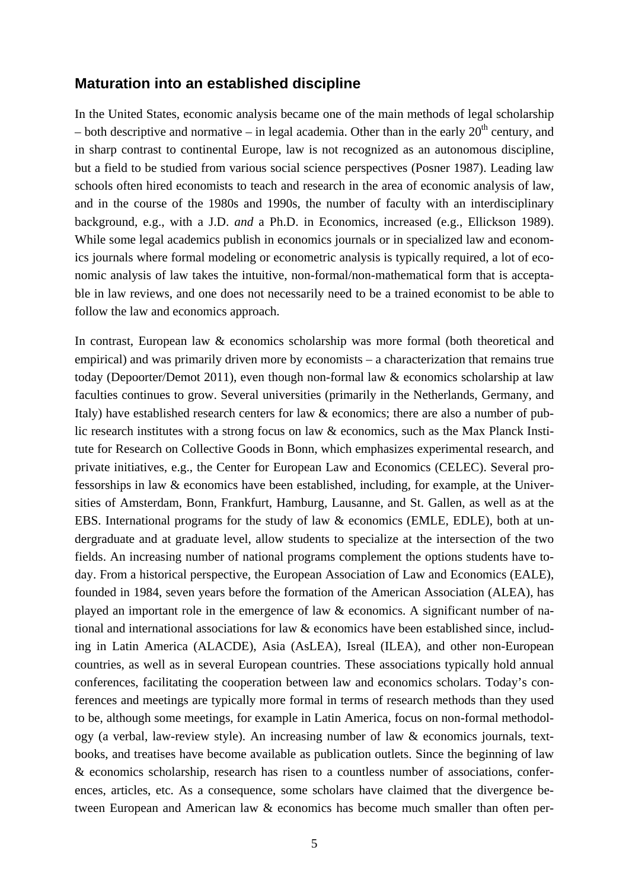## Maturation into an established discipline

In the United States, economic analysis became one of the main methods of legal scholarship – both descriptive and normative – in legal academia. Other than in the early 20th century, and in sharp contrast to continental Europe, law is not recognized as an autonomous discipline, but a field to be studied from various social science perspectives (Posner 1987). Leading law schools often hired economists to teach and research in the area of economic analysis of law, and in the course of the 1980s and 1990s, the number of faculty with an interdisciplinary background, e.g., with a J.D. *and* a Ph.D. in Economics, increased (e.g., Ellickson 1989). While some legal academics publish in economics journals or in specialized law and economics journals where formal modeling or econometric analysis is typically required, a lot of economic analysis of law takes the intuitive, non-formal/non-mathematical form that is acceptable in law reviews, and one does not necessarily need to be a trained economist to be able to follow the law and economics approach.

In contrast, European law & economics scholarship was more formal (both theoretical and empirical) and was primarily driven more by economists – a characterization that remains true today (Depoorter/Demot 2011), even though non-formal law & economics scholarship at law faculties continues to grow. Several universities (primarily in the Netherlands, Germany, and Italy) have established research centers for law & economics; there are also a number of public research institutes with a strong focus on law & economics, such as the Max Planck Institute for Research on Collective Goods in Bonn, which emphasizes experimental research, and private initiatives, e.g., the Center for European Law and Economics (CELEC). Several professorships in law & economics have been established, including, for example, at the Universities of Amsterdam, Bonn, Frankfurt, Hamburg, Lausanne, and St. Gallen, as well as at the EBS. International programs for the study of law & economics (EMLE, EDLE), both at undergraduate and at graduate level, allow students to specialize at the intersection of the two fields. An increasing number of national programs complement the options students have today. From a historical perspective, the European Association of Law and Economics (EALE), founded in 1984, seven years before the formation of the American Association (ALEA), has played an important role in the emergence of law & economics. A significant number of national and international associations for law & economics have been established since, including in Latin America (ALACDE), Asia (AsLEA), Isreal (ILEA), and other non-European countries, as well as in several European countries. These associations typically hold annual conferences, facilitating the cooperation between law and economics scholars. Today's conferences and meetings are typically more formal in terms of research methods than they used to be, although some meetings, for example in Latin America, focus on non-formal methodology (a verbal, law-review style). An increasing number of law & economics journals, textbooks, and treatises have become available as publication outlets. Since the beginning of law & economics scholarship, research has risen to a countless number of associations, conferences, articles, etc. As a consequence, some scholars have claimed that the divergence between European and American law & economics has become much smaller than often per-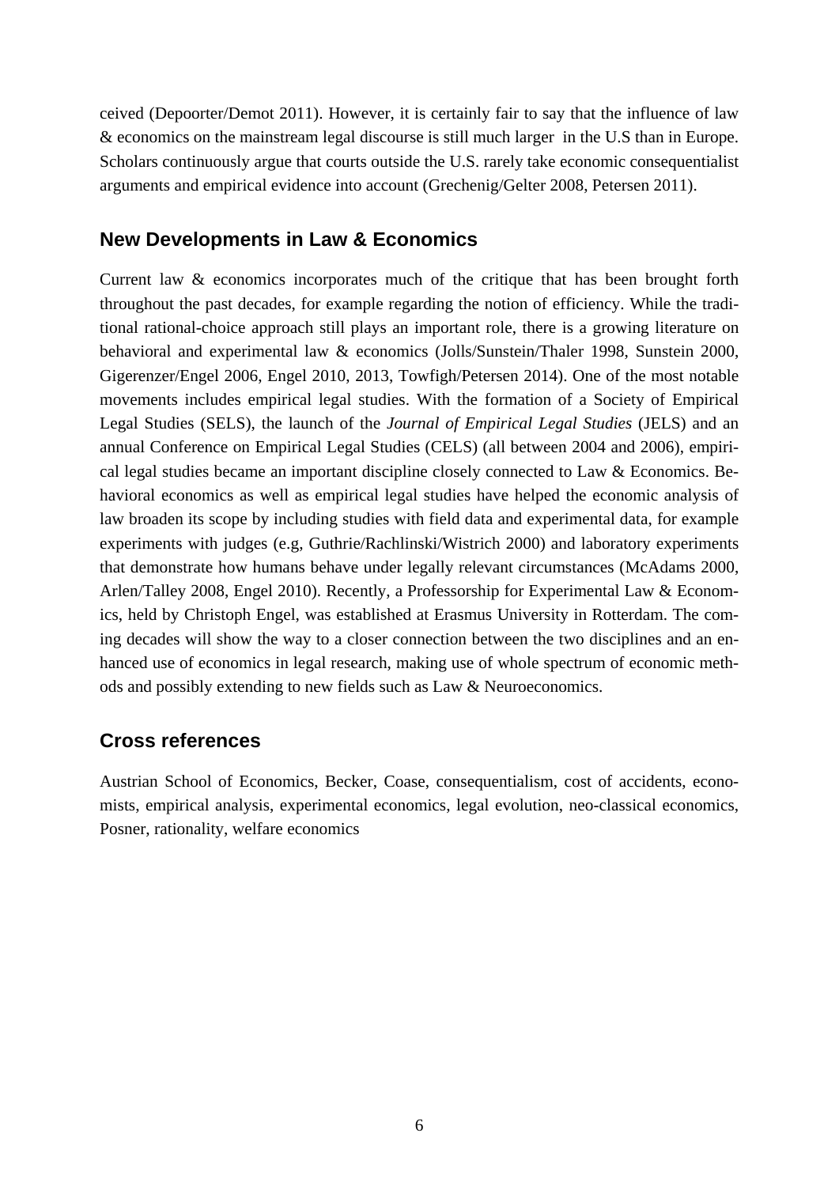ceived (Depoorter/Demot 2011). However, it is certainly fair to say that the influence of law & economics on the mainstream legal discourse is still much larger in the U.S than in Europe. Scholars continuously argue that courts outside the U.S. rarely take economic consequentialist arguments and empirical evidence into account (Grechenig/Gelter 2008, Petersen 2011).

## New Developments in Law & Economics

Current law & economics incorporates much of the critique that has been brought forth throughout the past decades, for example regarding the notion of efficiency. While the traditional rational-choice approach still plays an important role, there is a growing literature on behavioral and experimental law & economics (Jolls/Sunstein/Thaler 1998, Sunstein 2000, Gigerenzer/Engel 2006, Engel 2010, 2013, Towfigh/Petersen 2014). One of the most notable movements includes empirical legal studies. With the formation of a Society of Empirical Legal Studies (SELS), the launch of the *Journal of Empirical Legal Studies* (JELS) and an annual Conference on Empirical Legal Studies (CELS) (all between 2004 and 2006), empirical legal studies became an important discipline closely connected to Law & Economics. Behavioral economics as well as empirical legal studies have helped the economic analysis of law broaden its scope by including studies with field data and experimental data, for example experiments with judges (e.g, Guthrie/Rachlinski/Wistrich 2000) and laboratory experiments that demonstrate how humans behave under legally relevant circumstances (McAdams 2000, Arlen/Talley 2008, Engel 2010). Recently, a Professorship for Experimental Law & Economics, held by Christoph Engel, was established at Erasmus University in Rotterdam. The coming decades will show the way to a closer connection between the two disciplines and an enhanced use of economics in legal research, making use of whole spectrum of economic methods and possibly extending to new fields such as Law & Neuroeconomics.

## Cross references

Austrian School of Economics, Becker, Coase, consequentialism, cost of accidents, economists, empirical analysis, experimental economics, legal evolution, neo-classical economics, Posner, rationality, welfare economics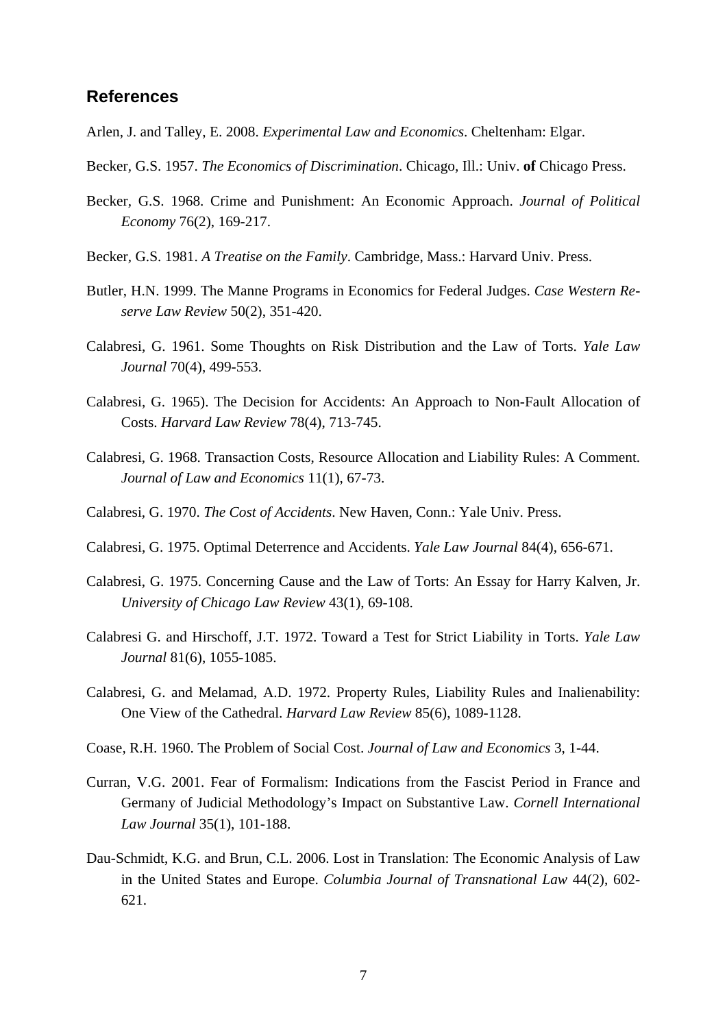## References

Arlen, J. and Talley, E. 2008. *Experimental Law and Economics*. Cheltenham: Elgar.

Becker, G.S. 1957. *The Economics of Discrimination*. Chicago, Ill.: Univ. **of** Chicago Press.

Becker, G.S. 1968. Crime and Punishment: An Economic Approach. *Journal of Political Economy* 76(2), 169-217.

Becker, G.S. 1981. *A Treatise on the Family*. Cambridge, Mass.: Harvard Univ. Press.

Butler, H.N. 1999. The Manne Programs in Economics for Federal Judges. *Case Western Reserve Law Review* 50(2), 351-420.

Calabresi, G. 1961. Some Thoughts on Risk Distribution and the Law of Torts. *Yale Law Journal* 70(4), 499-553.

Calabresi, G. 1965). The Decision for Accidents: An Approach to Non-Fault Allocation of Costs. *Harvard Law Review* 78(4), 713-745.

Calabresi, G. 1968. Transaction Costs, Resource Allocation and Liability Rules: A Comment. *Journal of Law and Economics* 11(1), 67-73.

Calabresi, G. 1970. *The Cost of Accidents*. New Haven, Conn.: Yale Univ. Press.

Calabresi, G. 1975. Optimal Deterrence and Accidents. *Yale Law Journal* 84(4), 656-671.

Calabresi, G. 1975. Concerning Cause and the Law of Torts: An Essay for Harry Kalven, Jr. *University of Chicago Law Review* 43(1), 69-108.

Calabresi G. and Hirschoff, J.T. 1972. Toward a Test for Strict Liability in Torts. *Yale Law Journal* 81(6), 1055-1085.

Calabresi, G. and Melamad, A.D. 1972. Property Rules, Liability Rules and Inalienability: One View of the Cathedral. *Harvard Law Review* 85(6), 1089-1128.

Coase, R.H. 1960. The Problem of Social Cost. *Journal of Law and Economics* 3, 1-44.

Curran, V.G. 2001. Fear of Formalism: Indications from the Fascist Period in France and Germany of Judicial Methodology's Impact on Substantive Law. *Cornell International Law Journal* 35(1), 101-188.

Dau-Schmidt, K.G. and Brun, C.L. 2006. Lost in Translation: The Economic Analysis of Law in the United States and Europe. *Columbia Journal of Transnational Law* 44(2), 602-621.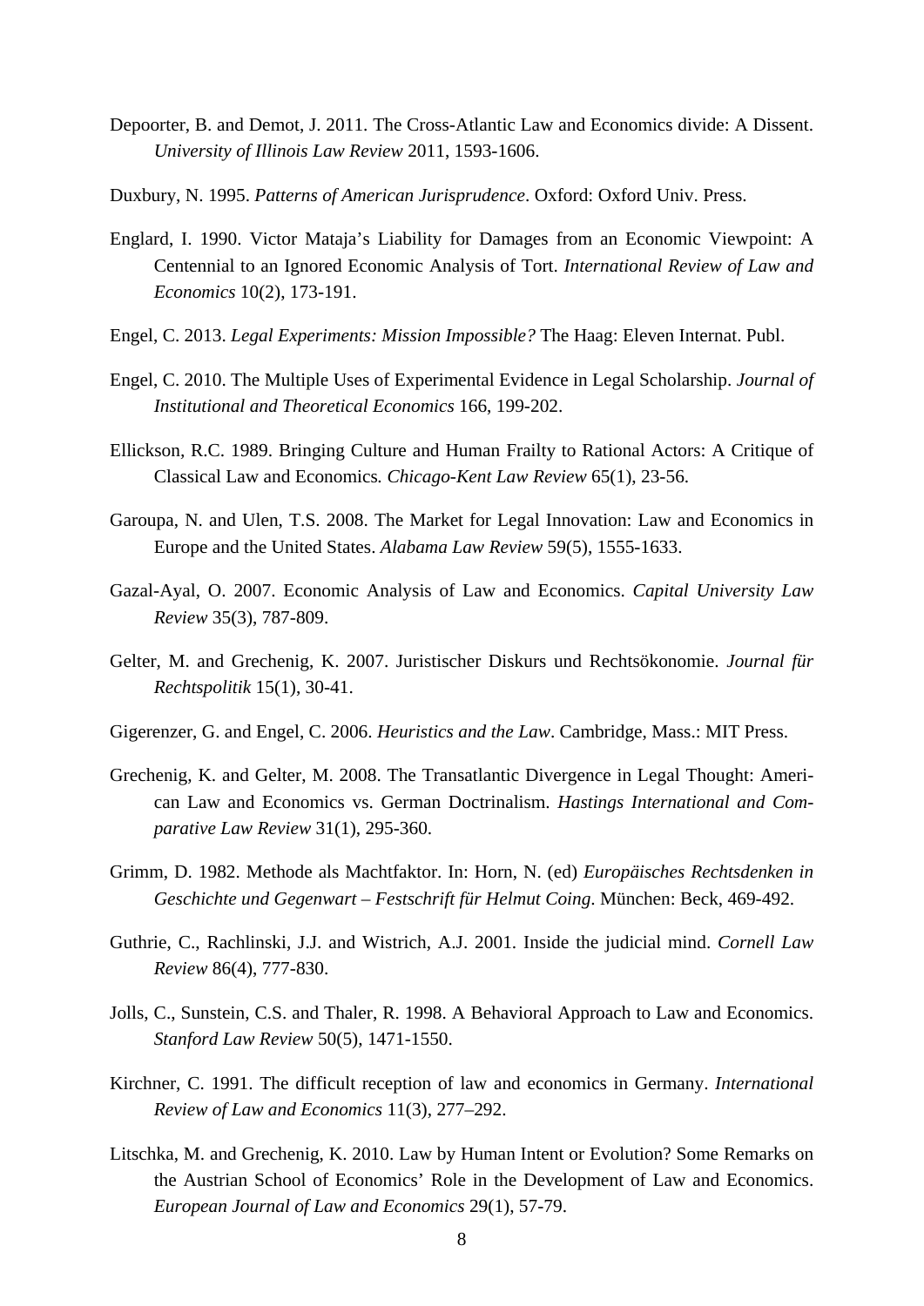Depoorter, B. and Demot, J. 2011. The Cross-Atlantic Law and Economics divide: A Dissent. *University of Illinois Law Review* 2011, 1593-1606.

Duxbury, N. 1995. *Patterns of American Jurisprudence*. Oxford: Oxford Univ. Press.

Englard, I. 1990. Victor Mataja's Liability for Damages from an Economic Viewpoint: A Centennial to an Ignored Economic Analysis of Tort. *International Review of Law and Economics* 10(2), 173-191.

Engel, C. 2013. *Legal Experiments: Mission Impossible?* The Haag: Eleven Internat. Publ.

Engel, C. 2010. The Multiple Uses of Experimental Evidence in Legal Scholarship. *Journal of Institutional and Theoretical Economics* 166, 199-202.

Ellickson, R.C. 1989. Bringing Culture and Human Frailty to Rational Actors: A Critique of Classical Law and Economics*.* *Chicago-Kent Law Review* 65(1), 23-56.

Garoupa, N. and Ulen, T.S. 2008. The Market for Legal Innovation: Law and Economics in Europe and the United States. *Alabama Law Review* 59(5), 1555-1633.

Gazal-Ayal, O. 2007. Economic Analysis of Law and Economics. *Capital University Law Review* 35(3), 787-809.

Gelter, M. and Grechenig, K. 2007. Juristischer Diskurs und Rechtsökonomie. *Journal für Rechtspolitik* 15(1), 30-41.

Gigerenzer, G. and Engel, C. 2006. *Heuristics and the Law*. Cambridge, Mass.: MIT Press.

Grechenig, K. and Gelter, M. 2008. The Transatlantic Divergence in Legal Thought: American Law and Economics vs. German Doctrinalism. *Hastings International and Comparative Law Review* 31(1), 295-360.

Grimm, D. 1982. Methode als Machtfaktor. In: Horn, N. (ed) *Europäisches Rechtsdenken in Geschichte und Gegenwart – Festschrift für Helmut Coing*. München: Beck, 469-492.

Guthrie, C., Rachlinski, J.J. and Wistrich, A.J. 2001. Inside the judicial mind. *Cornell Law Review* 86(4), 777-830.

Jolls, C., Sunstein, C.S. and Thaler, R. 1998. A Behavioral Approach to Law and Economics. *Stanford Law Review* 50(5), 1471-1550.

Kirchner, C. 1991. The difficult reception of law and economics in Germany. *International Review of Law and Economics* 11(3), 277–292.

Litschka, M. and Grechenig, K. 2010. Law by Human Intent or Evolution? Some Remarks on the Austrian School of Economics' Role in the Development of Law and Economics. *European Journal of Law and Economics* 29(1), 57-79.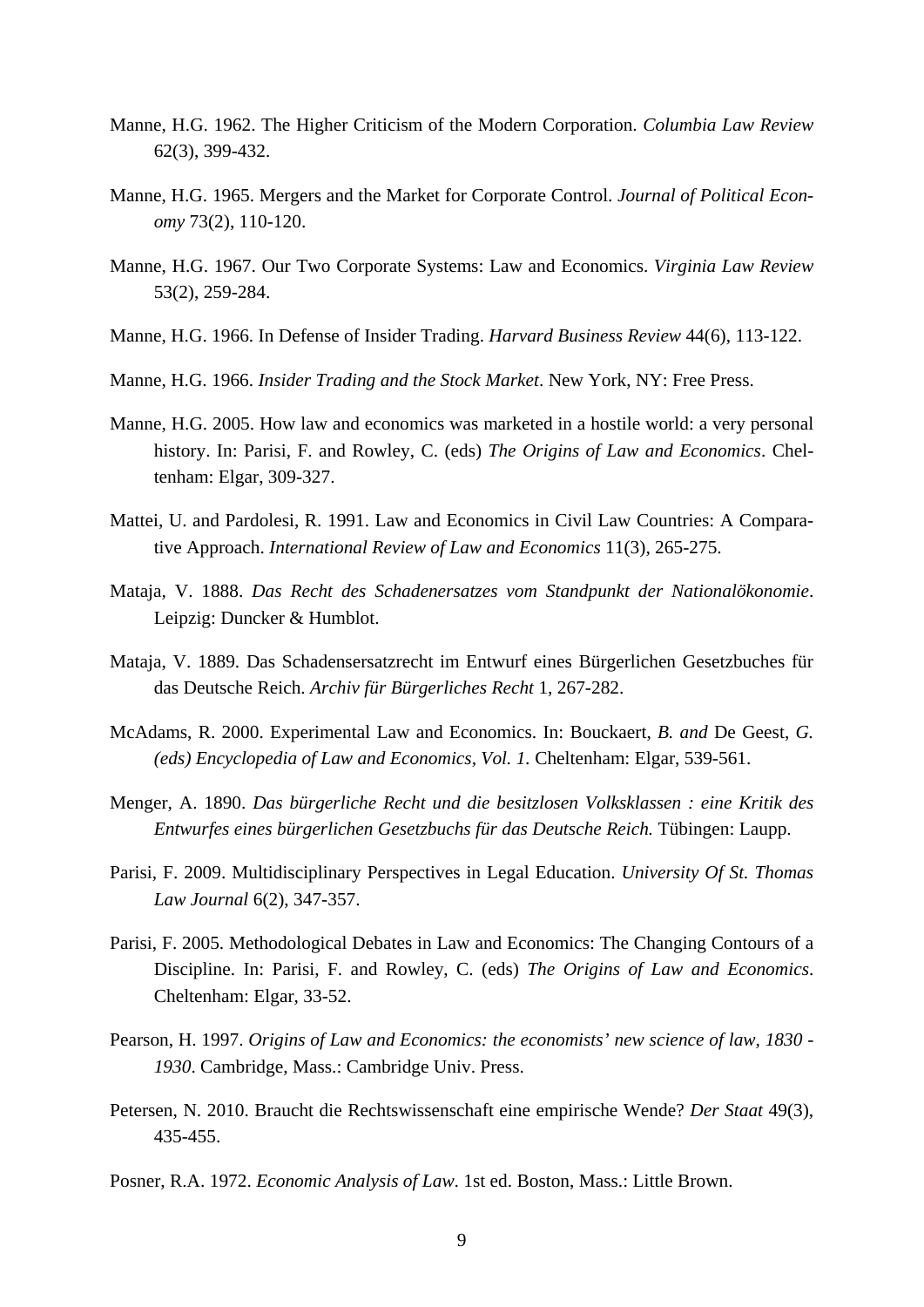Manne, H.G. 1962. The Higher Criticism of the Modern Corporation. *Columbia Law Review* 62(3), 399-432.

Manne, H.G. 1965. Mergers and the Market for Corporate Control. *Journal of Political Economy* 73(2), 110-120.

Manne, H.G. 1967. Our Two Corporate Systems: Law and Economics. *Virginia Law Review* 53(2), 259-284.

Manne, H.G. 1966. In Defense of Insider Trading. *Harvard Business Review* 44(6), 113-122.

Manne, H.G. 1966. *Insider Trading and the Stock Market*. New York, NY: Free Press.

Manne, H.G. 2005. How law and economics was marketed in a hostile world: a very personal history. In: Parisi, F. and Rowley, C. (eds) *The Origins of Law and Economics*. Cheltenham: Elgar, 309-327.

Mattei, U. and Pardolesi, R. 1991. Law and Economics in Civil Law Countries: A Comparative Approach. *International Review of Law and Economics* 11(3), 265-275.

Mataja, V. 1888. *Das Recht des Schadenersatzes vom Standpunkt der Nationalökonomie*. Leipzig: Duncker & Humblot.

Mataja, V. 1889. Das Schadensersatzrecht im Entwurf eines Bürgerlichen Gesetzbuches für das Deutsche Reich. *Archiv für Bürgerliches Recht* 1, 267-282.

McAdams, R. 2000. Experimental Law and Economics. In: Bouckaert, *B. and* De Geest, *G. (eds) Encyclopedia of Law and Economics, Vol. 1.* Cheltenham: Elgar, 539-561.

Menger, A. 1890. *Das bürgerliche Recht und die besitzlosen Volksklassen : eine Kritik des Entwurfes eines bürgerlichen Gesetzbuchs für das Deutsche Reich.* Tübingen: Laupp.

Parisi, F. 2009. Multidisciplinary Perspectives in Legal Education. *University Of St. Thomas Law Journal* 6(2), 347-357.

Parisi, F. 2005. Methodological Debates in Law and Economics: The Changing Contours of a Discipline. In: Parisi, F. and Rowley, C. (eds) *The Origins of Law and Economics*. Cheltenham: Elgar, 33-52.

Pearson, H. 1997. *Origins of Law and Economics: the economists' new science of law, 1830 - 1930*. Cambridge, Mass.: Cambridge Univ. Press.

Petersen, N. 2010. Braucht die Rechtswissenschaft eine empirische Wende? *Der Staat* 49(3), 435-455.

Posner, R.A. 1972. *Economic Analysis of Law.* 1st ed. Boston, Mass.: Little Brown.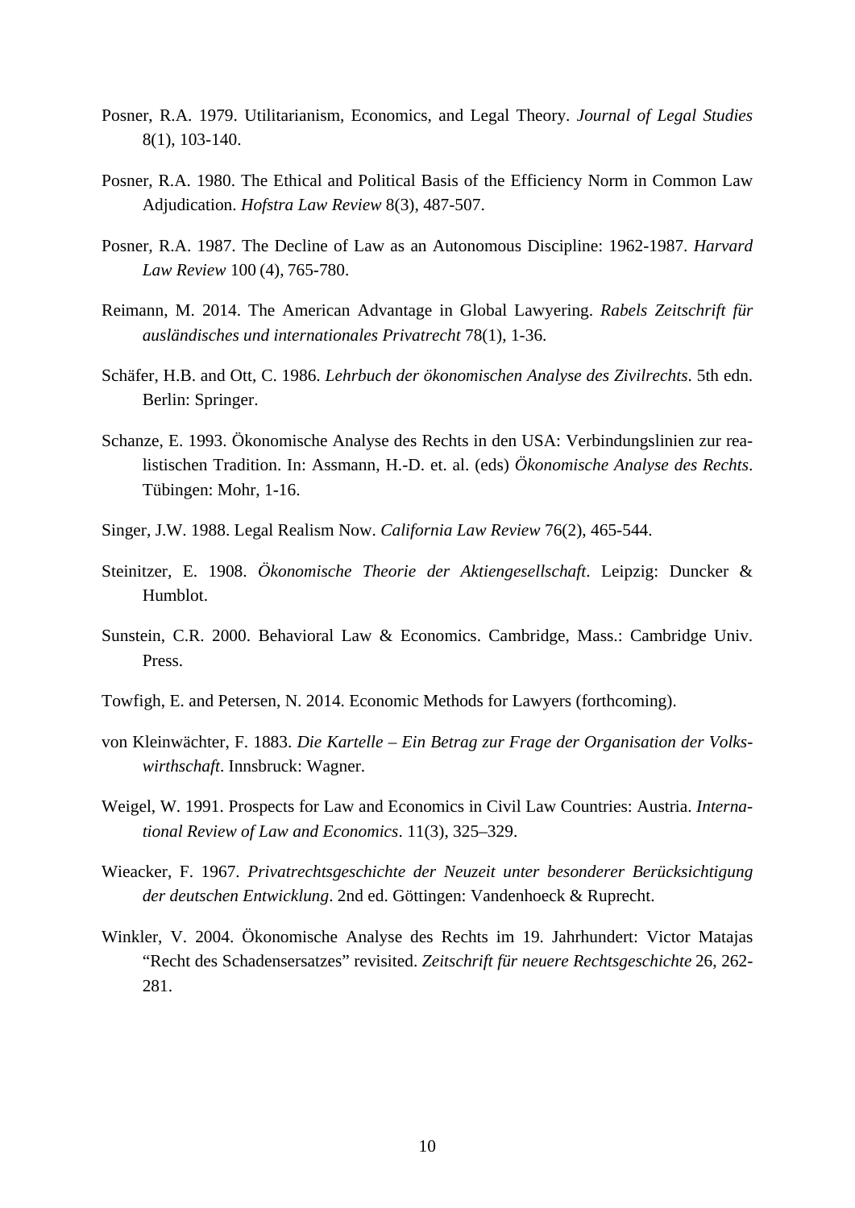Posner, R.A. 1979. Utilitarianism, Economics, and Legal Theory. *Journal of Legal Studies* 8(1), 103-140.

Posner, R.A. 1980. The Ethical and Political Basis of the Efficiency Norm in Common Law Adjudication. *Hofstra Law Review* 8(3), 487-507.

Posner, R.A. 1987. The Decline of Law as an Autonomous Discipline: 1962-1987. *Harvard Law Review* 100 (4), 765-780.

Reimann, M. 2014. The American Advantage in Global Lawyering. *Rabels Zeitschrift für ausländisches und internationales Privatrecht* 78(1), 1-36.

Schäfer, H.B. and Ott, C. 1986. *Lehrbuch der ökonomischen Analyse des Zivilrechts*. 5th edn. Berlin: Springer.

Schanze, E. 1993. Ökonomische Analyse des Rechts in den USA: Verbindungslinien zur realistischen Tradition. In: Assmann, H.-D. et. al. (eds) *Ökonomische Analyse des Rechts*. Tübingen: Mohr, 1-16.

Singer, J.W. 1988. Legal Realism Now. *California Law Review* 76(2), 465-544.

Steinitzer, E. 1908. *Ökonomische Theorie der Aktiengesellschaft*. Leipzig: Duncker & Humblot.

Sunstein, C.R. 2000. Behavioral Law & Economics. Cambridge, Mass.: Cambridge Univ. Press.

Towfigh, E. and Petersen, N. 2014. Economic Methods for Lawyers (forthcoming).

von Kleinwächter, F. 1883. *Die Kartelle – Ein Betrag zur Frage der Organisation der Volkswirthschaft*. Innsbruck: Wagner.

Weigel, W. 1991. Prospects for Law and Economics in Civil Law Countries: Austria. *International Review of Law and Economics*. 11(3), 325–329.

Wieacker, F. 1967. *Privatrechtsgeschichte der Neuzeit unter besonderer Berücksichtigung der deutschen Entwicklung*. 2nd ed. Göttingen: Vandenhoeck & Ruprecht.

Winkler, V. 2004. Ökonomische Analyse des Rechts im 19. Jahrhundert: Victor Matajas "Recht des Schadensersatzes" revisited. *Zeitschrift für neuere Rechtsgeschichte* 26, 262-281.